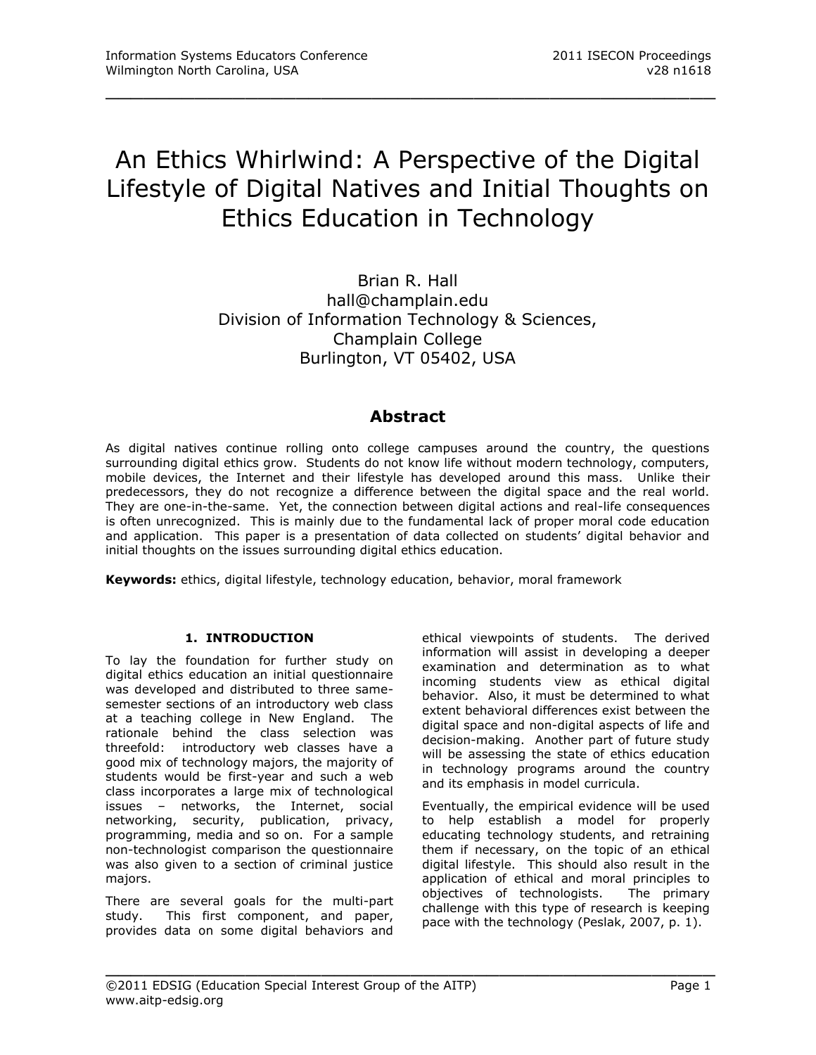# An Ethics Whirlwind: A Perspective of the Digital Lifestyle of Digital Natives and Initial Thoughts on Ethics Education in Technology

Brian R. Hall
hall@champlain.edu
Division of Information Technology & Sciences,
Champlain College
Burlington, VT 05402, USA

## Abstract

As digital natives continue rolling onto college campuses around the country, the questions surrounding digital ethics grow. Students do not know life without modern technology, computers, mobile devices, the Internet and their lifestyle has developed around this mass. Unlike their predecessors, they do not recognize a difference between the digital space and the real world. They are one-in-the-same. Yet, the connection between digital actions and real-life consequences is often unrecognized. This is mainly due to the fundamental lack of proper moral code education and application. This paper is a presentation of data collected on students' digital behavior and initial thoughts on the issues surrounding digital ethics education.

**Keywords:** ethics, digital lifestyle, technology education, behavior, moral framework

## 1. INTRODUCTION

To lay the foundation for further study on digital ethics education an initial questionnaire was developed and distributed to three same-semester sections of an introductory web class at a teaching college in New England. The rationale behind the class selection was threefold: introductory web classes have a good mix of technology majors, the majority of students would be first-year and such a web class incorporates a large mix of technological issues – networks, the Internet, social networking, security, publication, privacy, programming, media and so on. For a sample non-technologist comparison the questionnaire was also given to a section of criminal justice majors.

There are several goals for the multi-part study. This first component, and paper, provides data on some digital behaviors and ethical viewpoints of students. The derived information will assist in developing a deeper examination and determination as to what incoming students view as ethical digital behavior. Also, it must be determined to what extent behavioral differences exist between the digital space and non-digital aspects of life and decision-making. Another part of future study will be assessing the state of ethics education in technology programs around the country and its emphasis in model curricula.

Eventually, the empirical evidence will be used to help establish a model for properly educating technology students, and retraining them if necessary, on the topic of an ethical digital lifestyle. This should also result in the application of ethical and moral principles to objectives of technologists. The primary challenge with this type of research is keeping pace with the technology (Peslak, 2007, p. 1).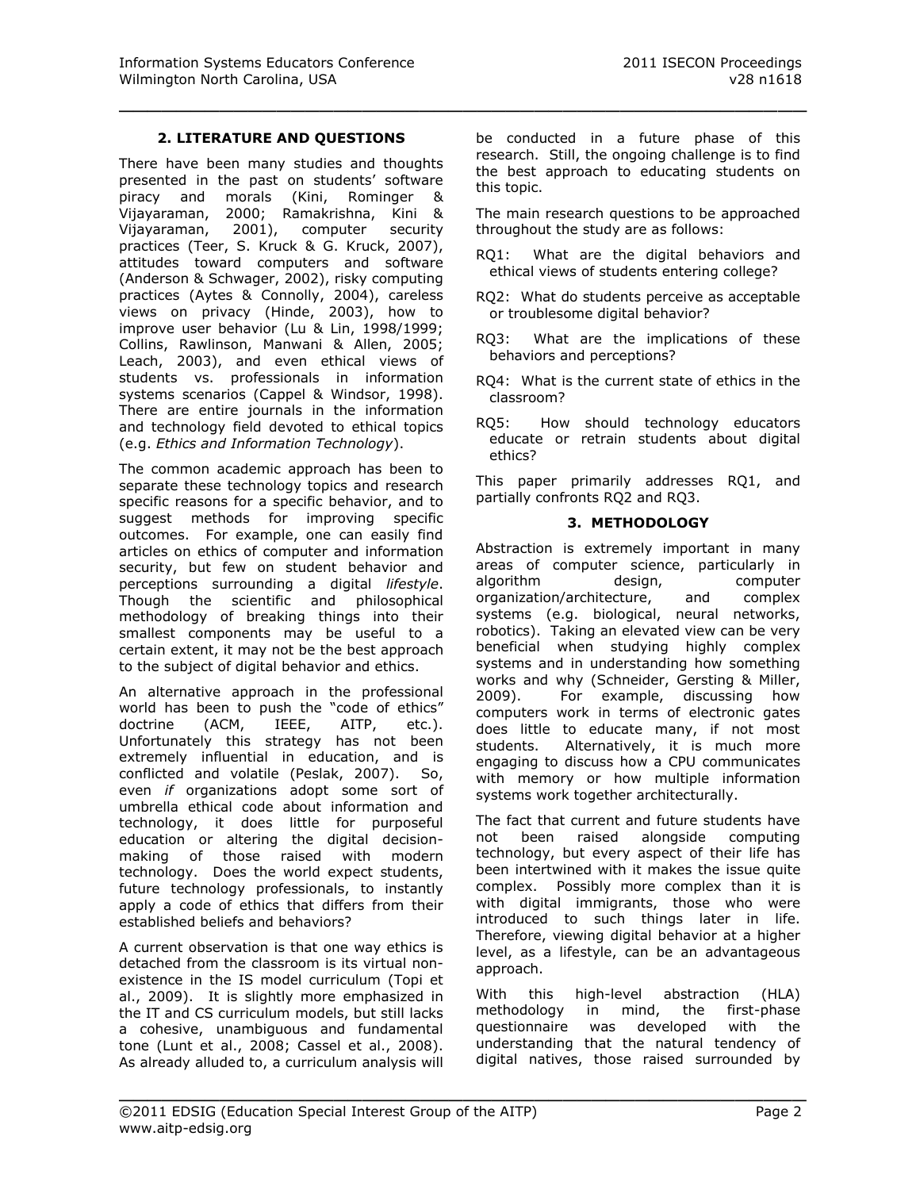## 2. LITERATURE AND QUESTIONS

There have been many studies and thoughts presented in the past on students' software piracy and morals (Kini, Rominger & Vijayaraman, 2000; Ramakrishna, Kini & Vijayaraman, 2001), computer security practices (Teer, S. Kruck & G. Kruck, 2007), attitudes toward computers and software (Anderson & Schwager, 2002), risky computing practices (Aytes & Connolly, 2004), careless views on privacy (Hinde, 2003), how to improve user behavior (Lu & Lin, 1998/1999; Collins, Rawlinson, Manwani & Allen, 2005; Leach, 2003), and even ethical views of students vs. professionals in information systems scenarios (Cappel & Windsor, 1998). There are entire journals in the information and technology field devoted to ethical topics (e.g. *Ethics and Information Technology*).

The common academic approach has been to separate these technology topics and research specific reasons for a specific behavior, and to suggest methods for improving specific outcomes. For example, one can easily find articles on ethics of computer and information security, but few on student behavior and perceptions surrounding a digital *lifestyle*. Though the scientific and philosophical methodology of breaking things into their smallest components may be useful to a certain extent, it may not be the best approach to the subject of digital behavior and ethics.

An alternative approach in the professional world has been to push the "code of ethics" doctrine (ACM, IEEE, AITP, etc.). Unfortunately this strategy has not been extremely influential in education, and is conflicted and volatile (Peslak, 2007). So, even *if* organizations adopt some sort of umbrella ethical code about information and technology, it does little for purposeful education or altering the digital decision-making of those raised with modern technology. Does the world expect students, future technology professionals, to instantly apply a code of ethics that differs from their established beliefs and behaviors?

A current observation is that one way ethics is detached from the classroom is its virtual non-existence in the IS model curriculum (Topi et al., 2009). It is slightly more emphasized in the IT and CS curriculum models, but still lacks a cohesive, unambiguous and fundamental tone (Lunt et al., 2008; Cassel et al., 2008). As already alluded to, a curriculum analysis will be conducted in a future phase of this research. Still, the ongoing challenge is to find the best approach to educating students on this topic.

The main research questions to be approached throughout the study are as follows:

RQ1: What are the digital behaviors and ethical views of students entering college?

RQ2: What do students perceive as acceptable or troublesome digital behavior?

RQ3: What are the implications of these behaviors and perceptions?

RQ4: What is the current state of ethics in the classroom?

RQ5: How should technology educators educate or retrain students about digital ethics?

This paper primarily addresses RQ1, and partially confronts RQ2 and RQ3.

## 3. METHODOLOGY

Abstraction is extremely important in many areas of computer science, particularly in algorithm design, computer organization/architecture, and complex systems (e.g. biological, neural networks, robotics). Taking an elevated view can be very beneficial when studying highly complex systems and in understanding how something works and why (Schneider, Gersting & Miller, 2009). For example, discussing how computers work in terms of electronic gates does little to educate many, if not most students. Alternatively, it is much more engaging to discuss how a CPU communicates with memory or how multiple information systems work together architecturally.

The fact that current and future students have not been raised alongside computing technology, but every aspect of their life has been intertwined with it makes the issue quite complex. Possibly more complex than it is with digital immigrants, those who were introduced to such things later in life. Therefore, viewing digital behavior at a higher level, as a lifestyle, can be an advantageous approach.

With this high-level abstraction (HLA) methodology in mind, the first-phase questionnaire was developed with the understanding that the natural tendency of digital natives, those raised surrounded by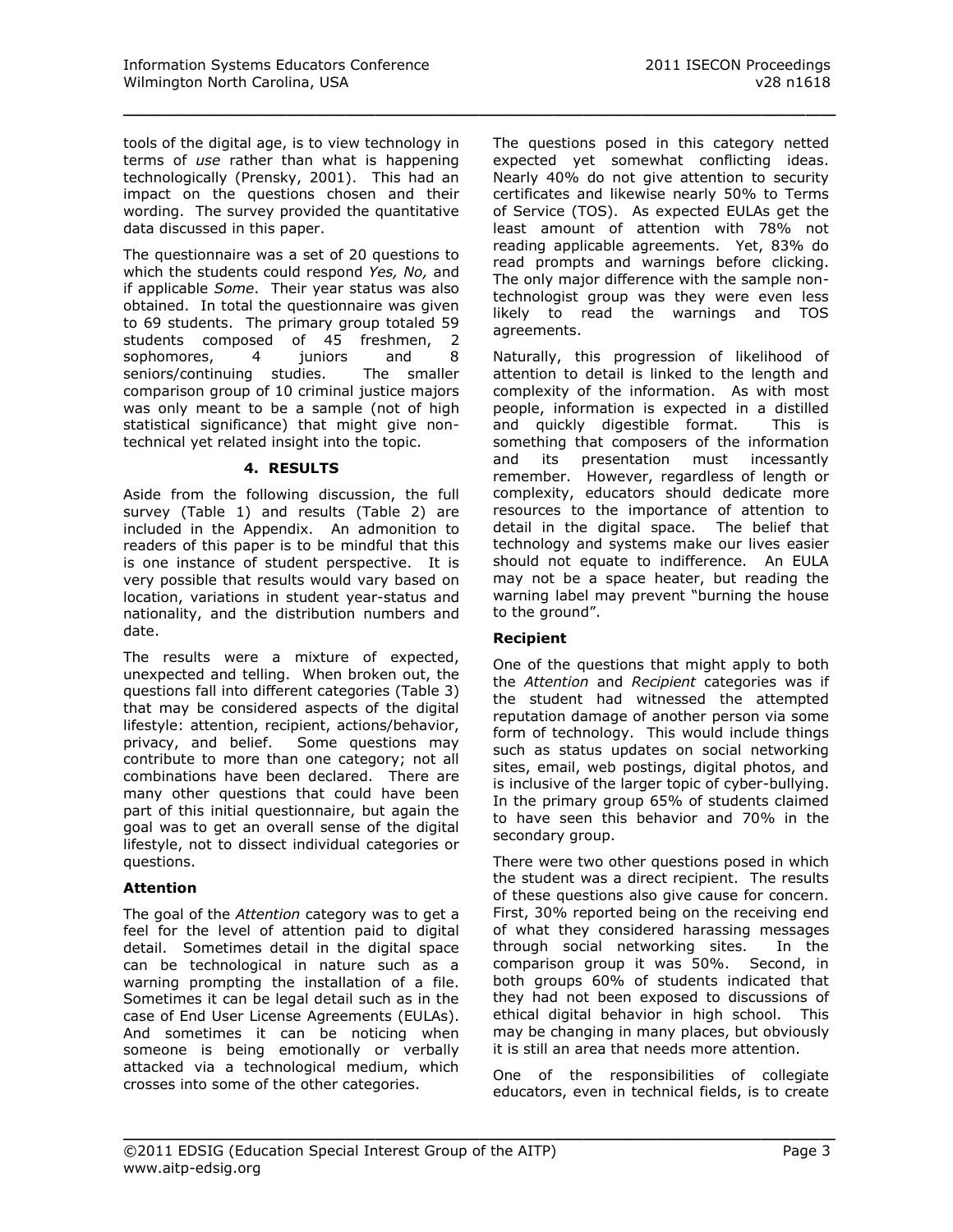tools of the digital age, is to view technology in terms of *use* rather than what is happening technologically (Prensky, 2001). This had an impact on the questions chosen and their wording. The survey provided the quantitative data discussed in this paper.

The questionnaire was a set of 20 questions to which the students could respond *Yes, No,* and if applicable *Some*. Their year status was also obtained. In total the questionnaire was given to 69 students. The primary group totaled 59 students composed of 45 freshmen, 2 sophomores, 4 juniors and 8 seniors/continuing studies. The smaller comparison group of 10 criminal justice majors was only meant to be a sample (not of high statistical significance) that might give non-technical yet related insight into the topic.

## 4. RESULTS

Aside from the following discussion, the full survey (Table 1) and results (Table 2) are included in the Appendix. An admonition to readers of this paper is to be mindful that this is one instance of student perspective. It is very possible that results would vary based on location, variations in student year-status and nationality, and the distribution numbers and date.

The results were a mixture of expected, unexpected and telling. When broken out, the questions fall into different categories (Table 3) that may be considered aspects of the digital lifestyle: attention, recipient, actions/behavior, privacy, and belief. Some questions may contribute to more than one category; not all combinations have been declared. There are many other questions that could have been part of this initial questionnaire, but again the goal was to get an overall sense of the digital lifestyle, not to dissect individual categories or questions.

### Attention

The goal of the *Attention* category was to get a feel for the level of attention paid to digital detail. Sometimes detail in the digital space can be technological in nature such as a warning prompting the installation of a file. Sometimes it can be legal detail such as in the case of End User License Agreements (EULAs). And sometimes it can be noticing when someone is being emotionally or verbally attacked via a technological medium, which crosses into some of the other categories.

The questions posed in this category netted expected yet somewhat conflicting ideas. Nearly 40% do not give attention to security certificates and likewise nearly 50% to Terms of Service (TOS). As expected EULAs get the least amount of attention with 78% not reading applicable agreements. Yet, 83% do read prompts and warnings before clicking. The only major difference with the sample non-technologist group was they were even less likely to read the warnings and TOS agreements.

Naturally, this progression of likelihood of attention to detail is linked to the length and complexity of the information. As with most people, information is expected in a distilled and quickly digestible format. This is something that composers of the information and its presentation must incessantly remember. However, regardless of length or complexity, educators should dedicate more resources to the importance of attention to detail in the digital space. The belief that technology and systems make our lives easier should not equate to indifference. An EULA may not be a space heater, but reading the warning label may prevent "burning the house to the ground".

### Recipient

One of the questions that might apply to both the *Attention* and *Recipient* categories was if the student had witnessed the attempted reputation damage of another person via some form of technology. This would include things such as status updates on social networking sites, email, web postings, digital photos, and is inclusive of the larger topic of cyber-bullying. In the primary group 65% of students claimed to have seen this behavior and 70% in the secondary group.

There were two other questions posed in which the student was a direct recipient. The results of these questions also give cause for concern. First, 30% reported being on the receiving end of what they considered harassing messages through social networking sites. In the comparison group it was 50%. Second, in both groups 60% of students indicated that they had not been exposed to discussions of ethical digital behavior in high school. This may be changing in many places, but obviously it is still an area that needs more attention.

One of the responsibilities of collegiate educators, even in technical fields, is to create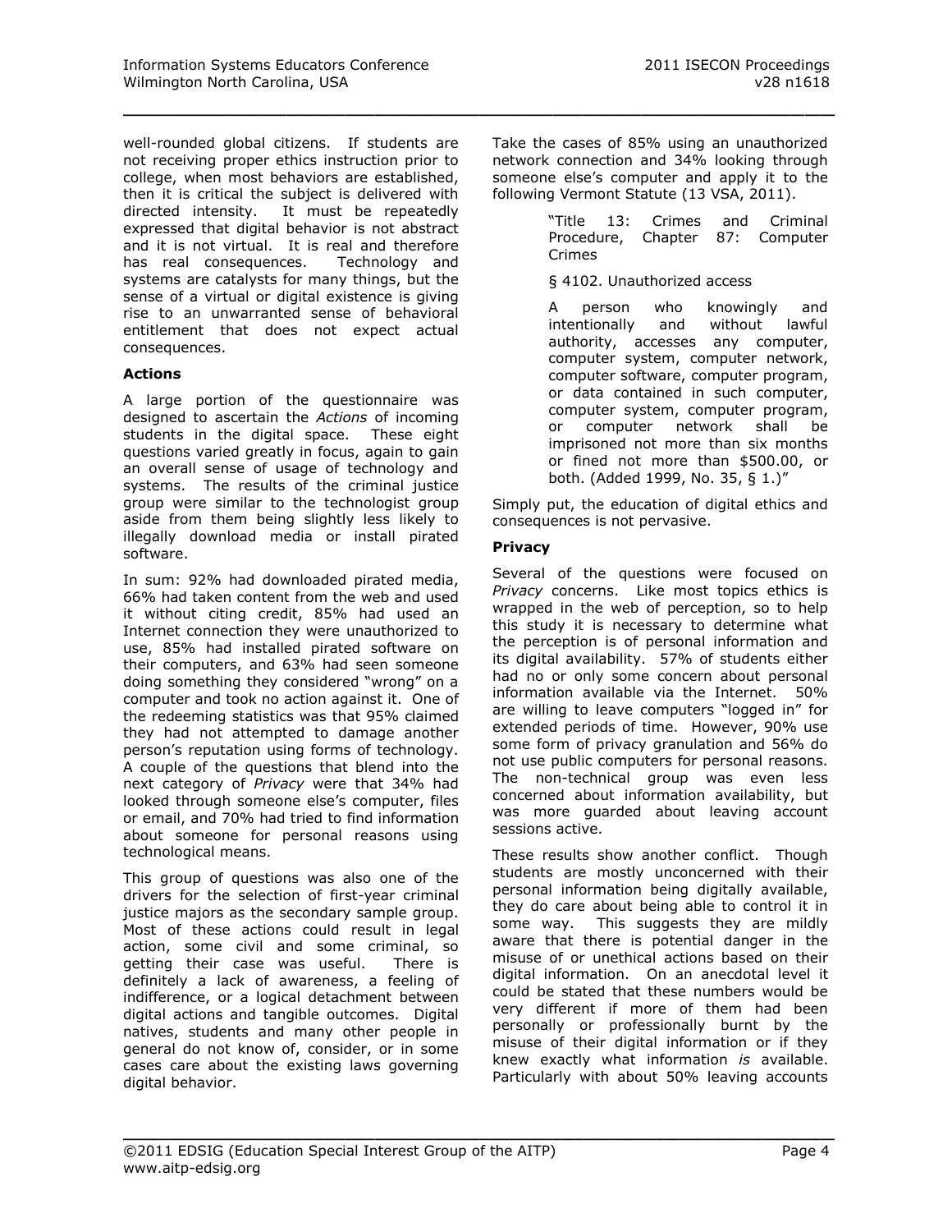well-rounded global citizens. If students are not receiving proper ethics instruction prior to college, when most behaviors are established, then it is critical the subject is delivered with directed intensity. It must be repeatedly expressed that digital behavior is not abstract and it is not virtual. It is real and therefore has real consequences. Technology and systems are catalysts for many things, but the sense of a virtual or digital existence is giving rise to an unwarranted sense of behavioral entitlement that does not expect actual consequences.

**Actions**

A large portion of the questionnaire was designed to ascertain the *Actions* of incoming students in the digital space. These eight questions varied greatly in focus, again to gain an overall sense of usage of technology and systems. The results of the criminal justice group were similar to the technologist group aside from them being slightly less likely to illegally download media or install pirated software.

In sum: 92% had downloaded pirated media, 66% had taken content from the web and used it without citing credit, 85% had used an Internet connection they were unauthorized to use, 85% had installed pirated software on their computers, and 63% had seen someone doing something they considered "wrong" on a computer and took no action against it. One of the redeeming statistics was that 95% claimed they had not attempted to damage another person's reputation using forms of technology. A couple of the questions that blend into the next category of *Privacy* were that 34% had looked through someone else's computer, files or email, and 70% had tried to find information about someone for personal reasons using technological means.

This group of questions was also one of the drivers for the selection of first-year criminal justice majors as the secondary sample group. Most of these actions could result in legal action, some civil and some criminal, so getting their case was useful. There is definitely a lack of awareness, a feeling of indifference, or a logical detachment between digital actions and tangible outcomes. Digital natives, students and many other people in general do not know of, consider, or in some cases care about the existing laws governing digital behavior.

Take the cases of 85% using an unauthorized network connection and 34% looking through someone else's computer and apply it to the following Vermont Statute (13 VSA, 2011).

> "Title 13: Crimes and Criminal Procedure, Chapter 87: Computer Crimes
>
> § 4102. Unauthorized access
>
> A person who knowingly and intentionally and without lawful authority, accesses any computer, computer system, computer network, computer software, computer program, or data contained in such computer, computer system, computer program, or computer network shall be imprisoned not more than six months or fined not more than $500.00, or both. (Added 1999, No. 35, § 1.)"

Simply put, the education of digital ethics and consequences is not pervasive.

**Privacy**

Several of the questions were focused on *Privacy* concerns. Like most topics ethics is wrapped in the web of perception, so to help this study it is necessary to determine what the perception is of personal information and its digital availability. 57% of students either had no or only some concern about personal information available via the Internet. 50% are willing to leave computers "logged in" for extended periods of time. However, 90% use some form of privacy granulation and 56% do not use public computers for personal reasons. The non-technical group was even less concerned about information availability, but was more guarded about leaving account sessions active.

These results show another conflict. Though students are mostly unconcerned with their personal information being digitally available, they do care about being able to control it in some way. This suggests they are mildly aware that there is potential danger in the misuse of or unethical actions based on their digital information. On an anecdotal level it could be stated that these numbers would be very different if more of them had been personally or professionally burnt by the misuse of their digital information or if they knew exactly what information *is* available. Particularly with about 50% leaving accounts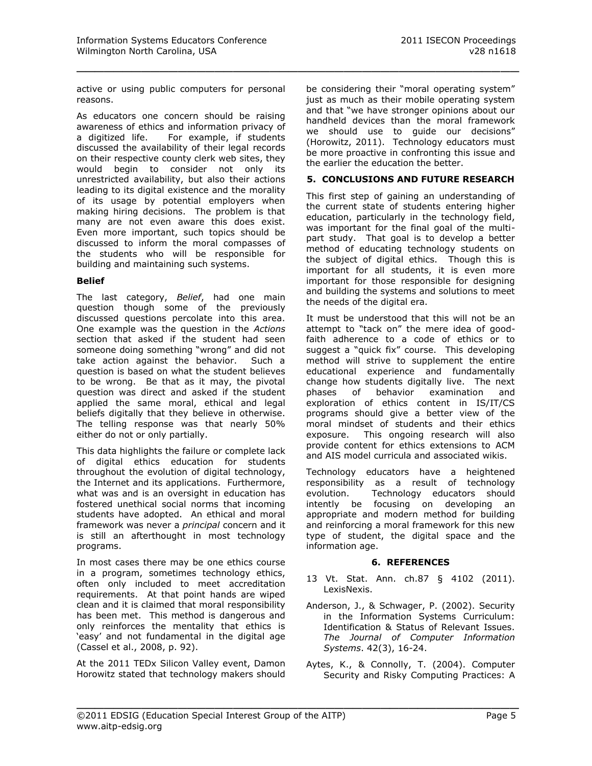active or using public computers for personal reasons.

As educators one concern should be raising awareness of ethics and information privacy of a digitized life. For example, if students discussed the availability of their legal records on their respective county clerk web sites, they would begin to consider not only its unrestricted availability, but also their actions leading to its digital existence and the morality of its usage by potential employers when making hiring decisions. The problem is that many are not even aware this does exist. Even more important, such topics should be discussed to inform the moral compasses of the students who will be responsible for building and maintaining such systems.

**Belief**

The last category, *Belief*, had one main question though some of the previously discussed questions percolate into this area. One example was the question in the *Actions* section that asked if the student had seen someone doing something "wrong" and did not take action against the behavior. Such a question is based on what the student believes to be wrong. Be that as it may, the pivotal question was direct and asked if the student applied the same moral, ethical and legal beliefs digitally that they believe in otherwise. The telling response was that nearly 50% either do not or only partially.

This data highlights the failure or complete lack of digital ethics education for students throughout the evolution of digital technology, the Internet and its applications. Furthermore, what was and is an oversight in education has fostered unethical social norms that incoming students have adopted. An ethical and moral framework was never a *principal* concern and it is still an afterthought in most technology programs.

In most cases there may be one ethics course in a program, sometimes technology ethics, often only included to meet accreditation requirements. At that point hands are wiped clean and it is claimed that moral responsibility has been met. This method is dangerous and only reinforces the mentality that ethics is 'easy' and not fundamental in the digital age (Cassel et al., 2008, p. 92).

At the 2011 TEDx Silicon Valley event, Damon Horowitz stated that technology makers should be considering their "moral operating system" just as much as their mobile operating system and that "we have stronger opinions about our handheld devices than the moral framework we should use to guide our decisions" (Horowitz, 2011). Technology educators must be more proactive in confronting this issue and the earlier the education the better.

## 5. CONCLUSIONS AND FUTURE RESEARCH

This first step of gaining an understanding of the current state of students entering higher education, particularly in the technology field, was important for the final goal of the multi-part study. That goal is to develop a better method of educating technology students on the subject of digital ethics. Though this is important for all students, it is even more important for those responsible for designing and building the systems and solutions to meet the needs of the digital era.

It must be understood that this will not be an attempt to "tack on" the mere idea of good-faith adherence to a code of ethics or to suggest a "quick fix" course. This developing method will strive to supplement the entire educational experience and fundamentally change how students digitally live. The next phases of behavior examination and exploration of ethics content in IS/IT/CS programs should give a better view of the moral mindset of students and their ethics exposure. This ongoing research will also provide content for ethics extensions to ACM and AIS model curricula and associated wikis.

Technology educators have a heightened responsibility as a result of technology evolution. Technology educators should intently be focusing on developing an appropriate and modern method for building and reinforcing a moral framework for this new type of student, the digital space and the information age.

## 6. REFERENCES

13 Vt. Stat. Ann. ch.87 § 4102 (2011). LexisNexis.

Anderson, J., & Schwager, P. (2002). Security in the Information Systems Curriculum: Identification & Status of Relevant Issues. *The Journal of Computer Information Systems*. 42(3), 16-24.

Aytes, K., & Connolly, T. (2004). Computer Security and Risky Computing Practices: A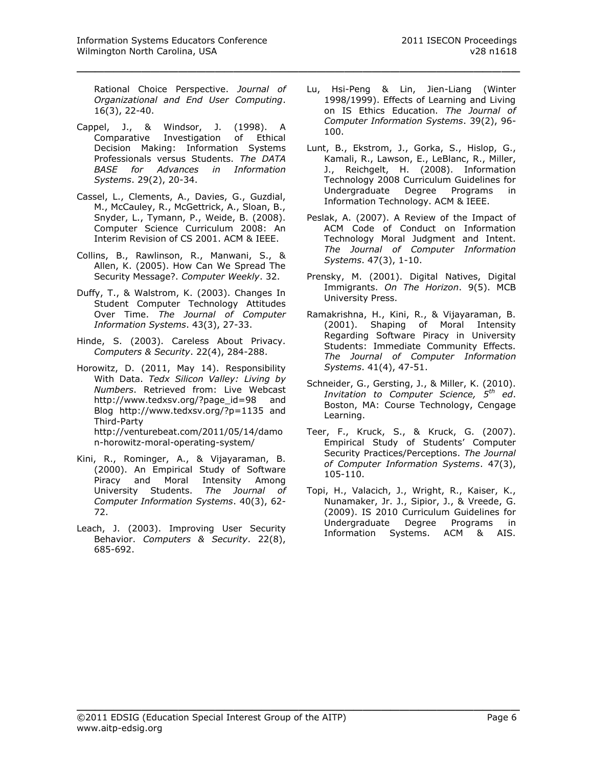Rational Choice Perspective. *Journal of Organizational and End User Computing*. 16(3), 22-40.

Cappel, J., & Windsor, J. (1998). A Comparative Investigation of Ethical Decision Making: Information Systems Professionals versus Students. *The DATA BASE for Advances in Information Systems*. 29(2), 20-34.

Cassel, L., Clements, A., Davies, G., Guzdial, M., McCauley, R., McGettrick, A., Sloan, B., Snyder, L., Tymann, P., Weide, B. (2008). Computer Science Curriculum 2008: An Interim Revision of CS 2001. ACM & IEEE.

Collins, B., Rawlinson, R., Manwani, S., & Allen, K. (2005). How Can We Spread The Security Message?. *Computer Weekly*. 32.

Duffy, T., & Walstrom, K. (2003). Changes In Student Computer Technology Attitudes Over Time. *The Journal of Computer Information Systems*. 43(3), 27-33.

Hinde, S. (2003). Careless About Privacy. *Computers & Security*. 22(4), 284-288.

Horowitz, D. (2011, May 14). Responsibility With Data. *Tedx Silicon Valley: Living by Numbers*. Retrieved from: Live Webcast http://www.tedxsv.org/?page_id=98 and Blog http://www.tedxsv.org/?p=1135 and Third-Party http://venturebeat.com/2011/05/14/damon-horowitz-moral-operating-system/

Kini, R., Rominger, A., & Vijayaraman, B. (2000). An Empirical Study of Software Piracy and Moral Intensity Among University Students. *The Journal of Computer Information Systems*. 40(3), 62-72.

Leach, J. (2003). Improving User Security Behavior. *Computers & Security*. 22(8), 685-692.

Lu, Hsi-Peng & Lin, Jien-Liang (Winter 1998/1999). Effects of Learning and Living on IS Ethics Education. *The Journal of Computer Information Systems*. 39(2), 96-100.

Lunt, B., Ekstrom, J., Gorka, S., Hislop, G., Kamali, R., Lawson, E., LeBlanc, R., Miller, J., Reichgelt, H. (2008). Information Technology 2008 Curriculum Guidelines for Undergraduate Degree Programs in Information Technology. ACM & IEEE.

Peslak, A. (2007). A Review of the Impact of ACM Code of Conduct on Information Technology Moral Judgment and Intent. *The Journal of Computer Information Systems*. 47(3), 1-10.

Prensky, M. (2001). Digital Natives, Digital Immigrants. *On The Horizon*. 9(5). MCB University Press.

Ramakrishna, H., Kini, R., & Vijayaraman, B. (2001). Shaping of Moral Intensity Regarding Software Piracy in University Students: Immediate Community Effects. *The Journal of Computer Information Systems*. 41(4), 47-51.

Schneider, G., Gersting, J., & Miller, K. (2010). *Invitation to Computer Science, 5th ed*. Boston, MA: Course Technology, Cengage Learning.

Teer, F., Kruck, S., & Kruck, G. (2007). Empirical Study of Students' Computer Security Practices/Perceptions. *The Journal of Computer Information Systems*. 47(3), 105-110.

Topi, H., Valacich, J., Wright, R., Kaiser, K., Nunamaker, Jr. J., Sipior, J., & Vreede, G. (2009). IS 2010 Curriculum Guidelines for Undergraduate Degree Programs in Information Systems. ACM & AIS.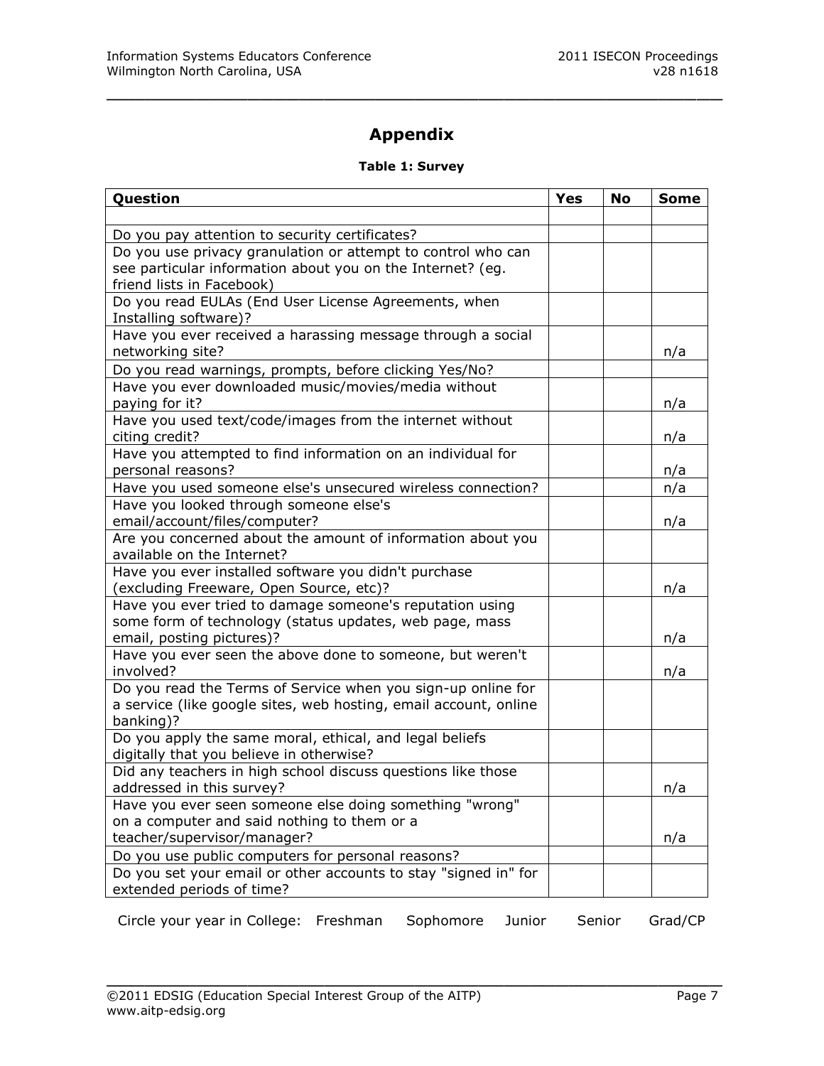# Appendix

**Table 1: Survey**

| Question | Yes | No | Some |
|---|---|---|---|
| | | | |
| Do you pay attention to security certificates? | | | |
| Do you use privacy granulation or attempt to control who can see particular information about you on the Internet? (eg. friend lists in Facebook) | | | |
| Do you read EULAs (End User License Agreements, when Installing software)? | | | |
| Have you ever received a harassing message through a social networking site? | | | n/a |
| Do you read warnings, prompts, before clicking Yes/No? | | | |
| Have you ever downloaded music/movies/media without paying for it? | | | n/a |
| Have you used text/code/images from the internet without citing credit? | | | n/a |
| Have you attempted to find information on an individual for personal reasons? | | | n/a |
| Have you used someone else's unsecured wireless connection? | | | n/a |
| Have you looked through someone else's email/account/files/computer? | | | n/a |
| Are you concerned about the amount of information about you available on the Internet? | | | |
| Have you ever installed software you didn't purchase (excluding Freeware, Open Source, etc)? | | | n/a |
| Have you ever tried to damage someone's reputation using some form of technology (status updates, web page, mass email, posting pictures)? | | | n/a |
| Have you ever seen the above done to someone, but weren't involved? | | | n/a |
| Do you read the Terms of Service when you sign-up online for a service (like google sites, web hosting, email account, online banking)? | | | |
| Do you apply the same moral, ethical, and legal beliefs digitally that you believe in otherwise? | | | |
| Did any teachers in high school discuss questions like those addressed in this survey? | | | n/a |
| Have you ever seen someone else doing something "wrong" on a computer and said nothing to them or a teacher/supervisor/manager? | | | n/a |
| Do you use public computers for personal reasons? | | | |
| Do you set your email or other accounts to stay "signed in" for extended periods of time? | | | |

Circle your year in College: Freshman Sophomore Junior Senior Grad/CP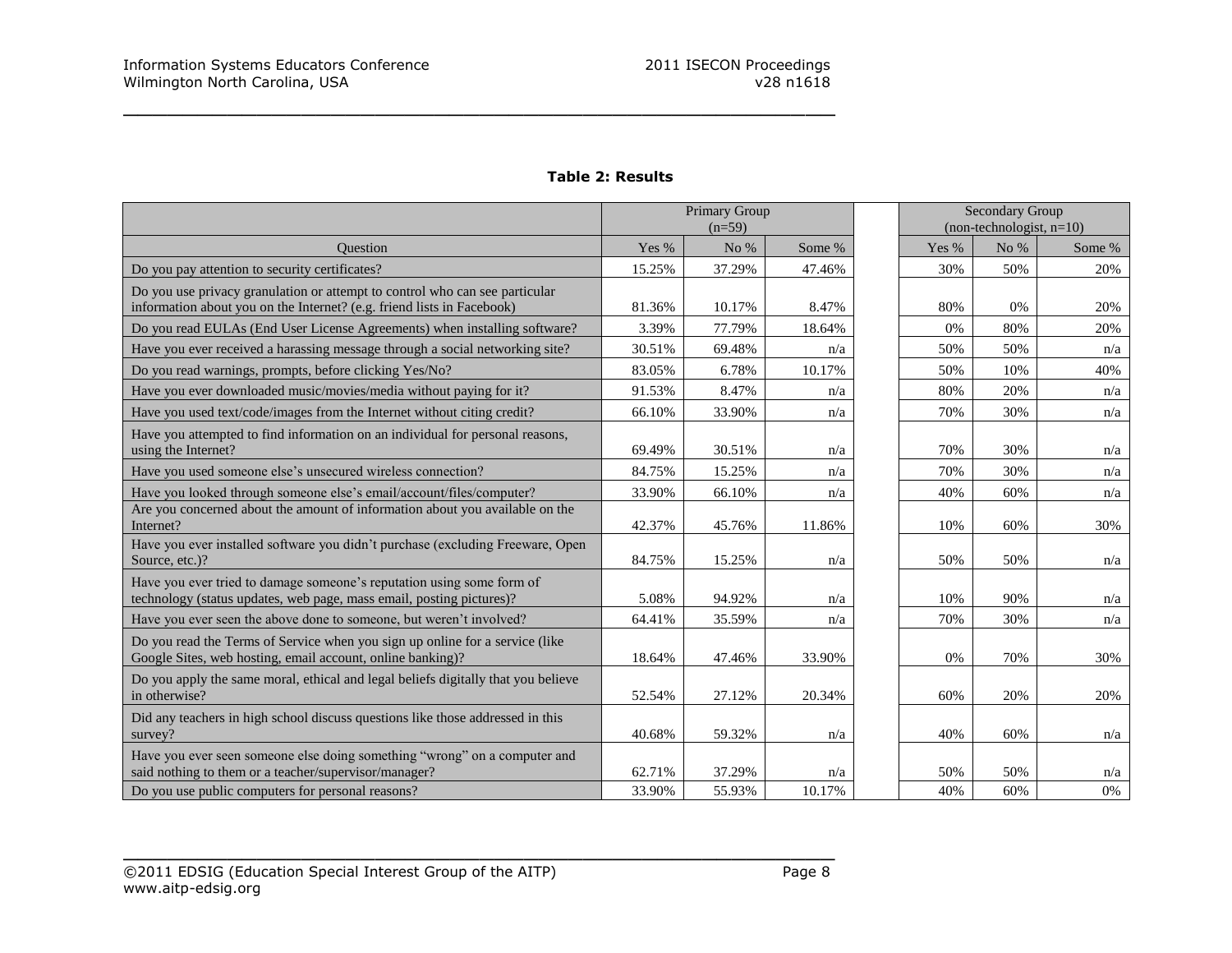**Table 2: Results**

| | Primary Group (n=59) | | | | Secondary Group (non-technologist, n=10) | | |
|---|---|---|---|---|---|---|---|
| Question | Yes % | No % | Some % | | Yes % | No % | Some % |
| Do you pay attention to security certificates? | 15.25% | 37.29% | 47.46% | | 30% | 50% | 20% |
| Do you use privacy granulation or attempt to control who can see particular information about you on the Internet? (e.g. friend lists in Facebook) | 81.36% | 10.17% | 8.47% | | 80% | 0% | 20% |
| Do you read EULAs (End User License Agreements) when installing software? | 3.39% | 77.79% | 18.64% | | 0% | 80% | 20% |
| Have you ever received a harassing message through a social networking site? | 30.51% | 69.48% | n/a | | 50% | 50% | n/a |
| Do you read warnings, prompts, before clicking Yes/No? | 83.05% | 6.78% | 10.17% | | 50% | 10% | 40% |
| Have you ever downloaded music/movies/media without paying for it? | 91.53% | 8.47% | n/a | | 80% | 20% | n/a |
| Have you used text/code/images from the Internet without citing credit? | 66.10% | 33.90% | n/a | | 70% | 30% | n/a |
| Have you attempted to find information on an individual for personal reasons, using the Internet? | 69.49% | 30.51% | n/a | | 70% | 30% | n/a |
| Have you used someone else's unsecured wireless connection? | 84.75% | 15.25% | n/a | | 70% | 30% | n/a |
| Have you looked through someone else's email/account/files/computer? | 33.90% | 66.10% | n/a | | 40% | 60% | n/a |
| Are you concerned about the amount of information about you available on the Internet? | 42.37% | 45.76% | 11.86% | | 10% | 60% | 30% |
| Have you ever installed software you didn't purchase (excluding Freeware, Open Source, etc.)? | 84.75% | 15.25% | n/a | | 50% | 50% | n/a |
| Have you ever tried to damage someone's reputation using some form of technology (status updates, web page, mass email, posting pictures)? | 5.08% | 94.92% | n/a | | 10% | 90% | n/a |
| Have you ever seen the above done to someone, but weren't involved? | 64.41% | 35.59% | n/a | | 70% | 30% | n/a |
| Do you read the Terms of Service when you sign up online for a service (like Google Sites, web hosting, email account, online banking)? | 18.64% | 47.46% | 33.90% | | 0% | 70% | 30% |
| Do you apply the same moral, ethical and legal beliefs digitally that you believe in otherwise? | 52.54% | 27.12% | 20.34% | | 60% | 20% | 20% |
| Did any teachers in high school discuss questions like those addressed in this survey? | 40.68% | 59.32% | n/a | | 40% | 60% | n/a |
| Have you ever seen someone else doing something "wrong" on a computer and said nothing to them or a teacher/supervisor/manager? | 62.71% | 37.29% | n/a | | 50% | 50% | n/a |
| Do you use public computers for personal reasons? | 33.90% | 55.93% | 10.17% | | 40% | 60% | 0% |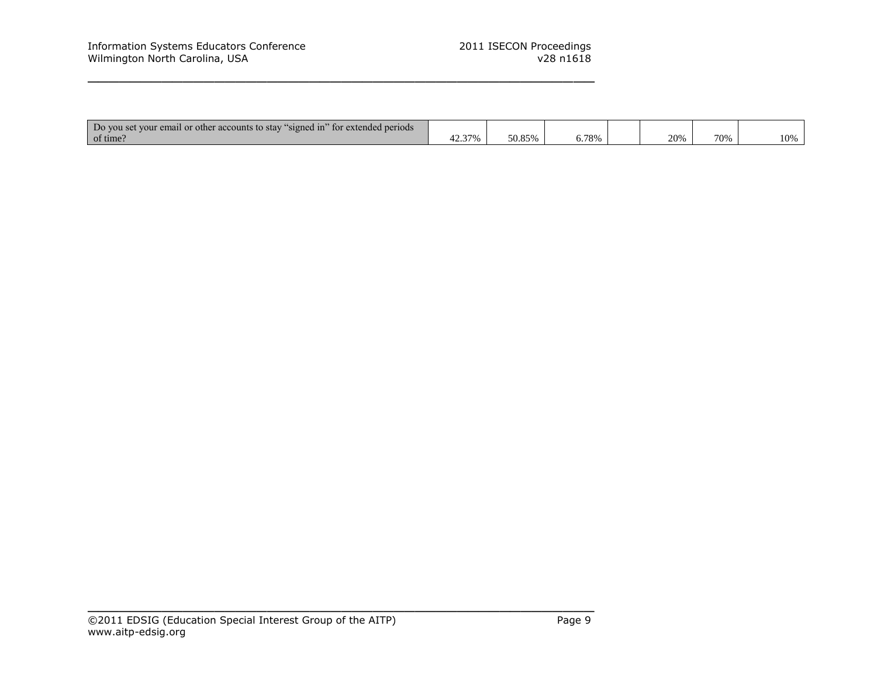| | | | | | | | |
|---|---|---|---|---|---|---|---|
| Do you set your email or other accounts to stay "signed in" for extended periods of time? | 42.37% | 50.85% | 6.78% | | 20% | 70% | 10% |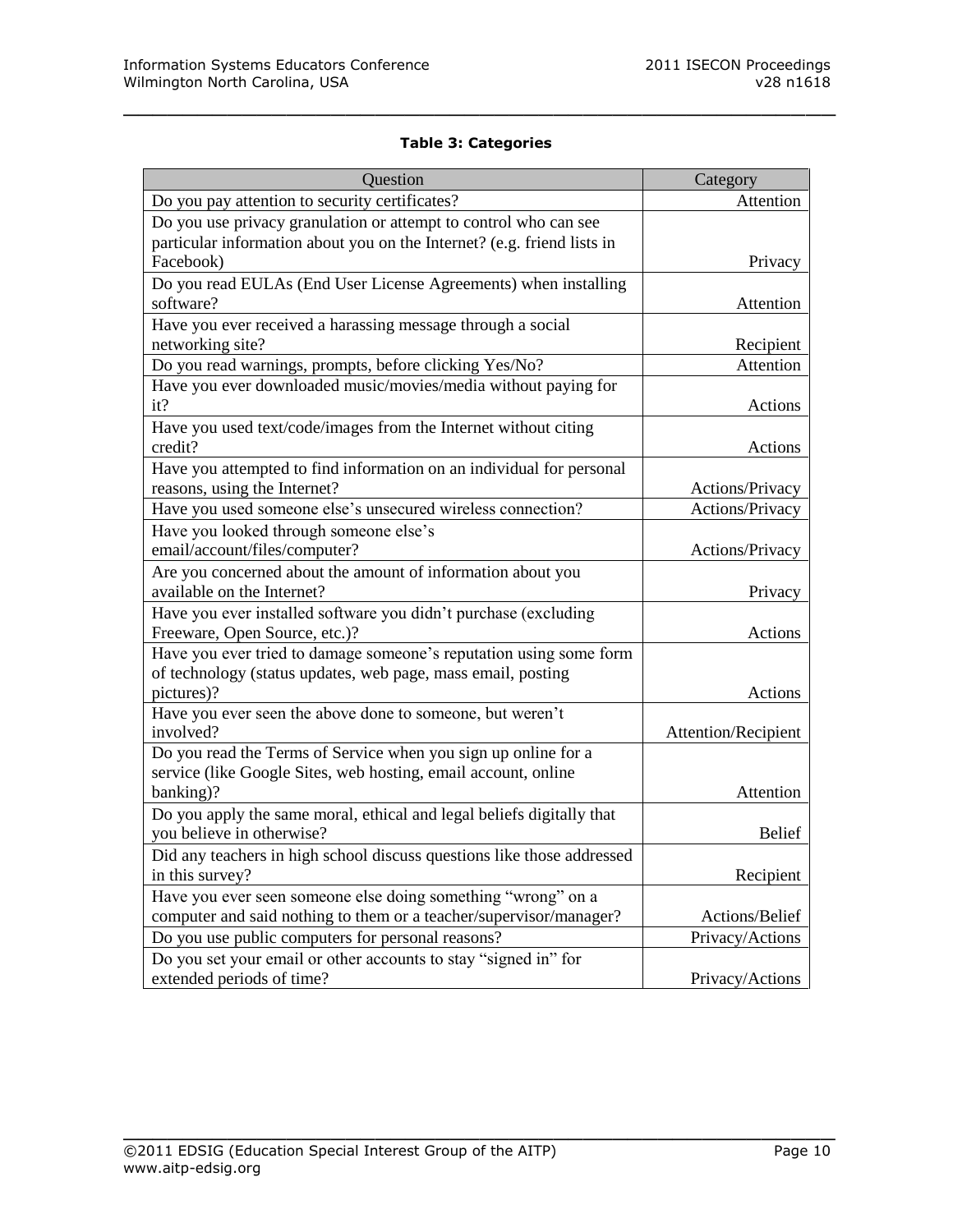**Table 3: Categories**

| Question | Category |
|---|---|
| Do you pay attention to security certificates? | Attention |
| Do you use privacy granulation or attempt to control who can see particular information about you on the Internet? (e.g. friend lists in Facebook) | Privacy |
| Do you read EULAs (End User License Agreements) when installing software? | Attention |
| Have you ever received a harassing message through a social networking site? | Recipient |
| Do you read warnings, prompts, before clicking Yes/No? | Attention |
| Have you ever downloaded music/movies/media without paying for it? | Actions |
| Have you used text/code/images from the Internet without citing credit? | Actions |
| Have you attempted to find information on an individual for personal reasons, using the Internet? | Actions/Privacy |
| Have you used someone else's unsecured wireless connection? | Actions/Privacy |
| Have you looked through someone else's email/account/files/computer? | Actions/Privacy |
| Are you concerned about the amount of information about you available on the Internet? | Privacy |
| Have you ever installed software you didn't purchase (excluding Freeware, Open Source, etc.)? | Actions |
| Have you ever tried to damage someone's reputation using some form of technology (status updates, web page, mass email, posting pictures)? | Actions |
| Have you ever seen the above done to someone, but weren't involved? | Attention/Recipient |
| Do you read the Terms of Service when you sign up online for a service (like Google Sites, web hosting, email account, online banking)? | Attention |
| Do you apply the same moral, ethical and legal beliefs digitally that you believe in otherwise? | Belief |
| Did any teachers in high school discuss questions like those addressed in this survey? | Recipient |
| Have you ever seen someone else doing something "wrong" on a computer and said nothing to them or a teacher/supervisor/manager? | Actions/Belief |
| Do you use public computers for personal reasons? | Privacy/Actions |
| Do you set your email or other accounts to stay "signed in" for extended periods of time? | Privacy/Actions |